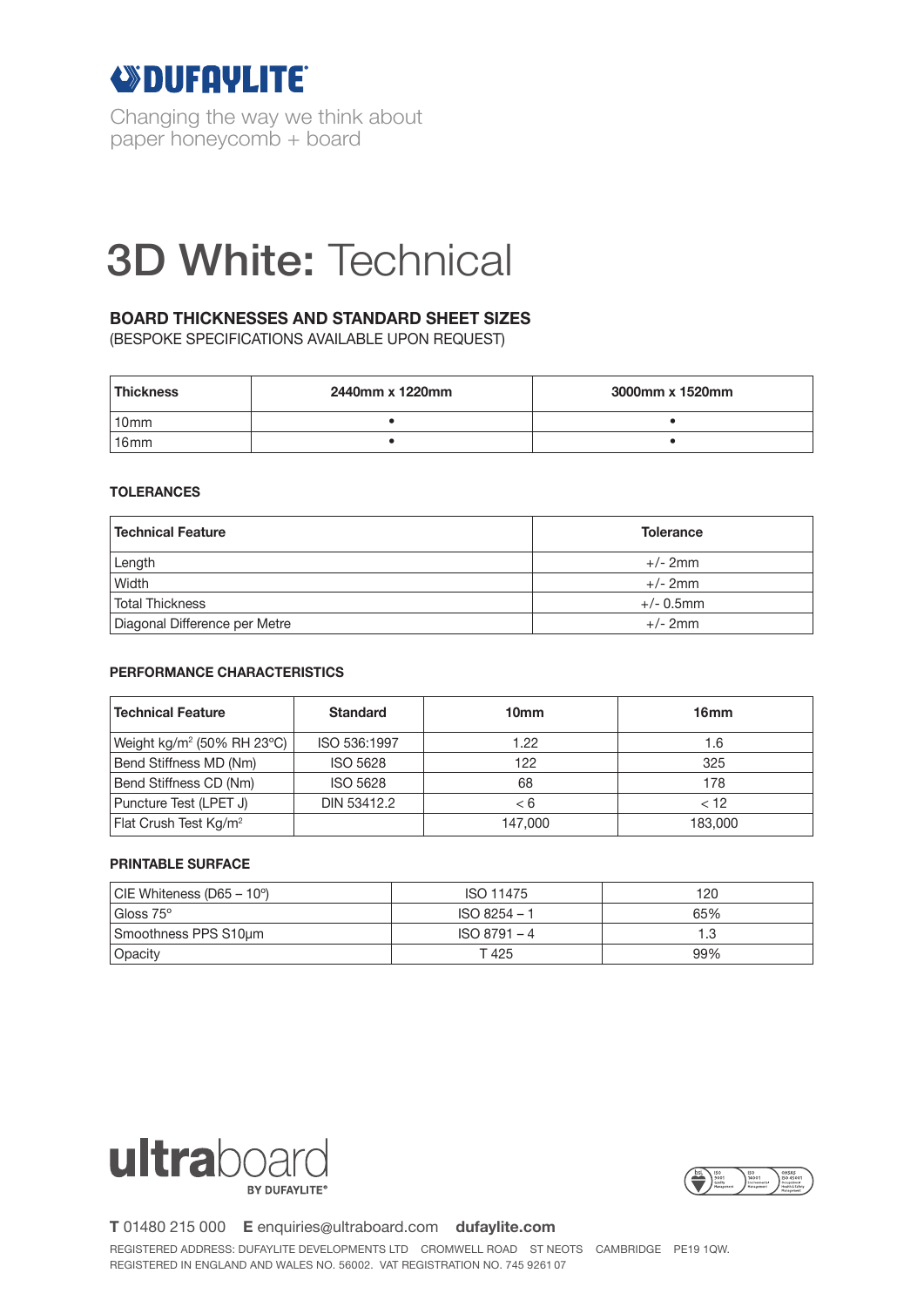DUFAYLITE

Changing the way we think about paper honeycomb + board

# 3D White: Technical

### BOARD THICKNESSES AND STANDARD SHEET SIZES

(BESPOKE SPECIFICATIONS AVAILABLE UPON REQUEST)

| Thickness | 2440mm x 1220mm | 3000mm x 1520mm |
|---|---|---|
| 10mm | • | • |
| 16mm | • | • |

#### TOLERANCES

| Technical Feature | Tolerance |
|---|---|
| Length | +/- 2mm |
| Width | +/- 2mm |
| Total Thickness | +/- 0.5mm |
| Diagonal Difference per Metre | +/- 2mm |

#### PERFORMANCE CHARACTERISTICS

| Technical Feature | Standard | 10mm | 16mm |
|---|---|---|---|
| Weight kg/m$^2$ (50% RH 23ºC) | ISO 536:1997 | 1.22 | 1.6 |
| Bend Stiffness MD (Nm) | ISO 5628 | 122 | 325 |
| Bend Stiffness CD (Nm) | ISO 5628 | 68 | 178 |
| Puncture Test (LPET J) | DIN 53412.2 | < 6 | < 12 |
| Flat Crush Test Kg/m$^2$ | | 147,000 | 183,000 |

#### PRINTABLE SURFACE

| | | |
|---|---|---|
| CIE Whiteness (D65 – 10º) | ISO 11475 | 120 |
| Gloss 75º | ISO 8254 – 1 | 65% |
| Smoothness PPS S10µm | ISO 8791 – 4 | 1.3 |
| Opacity | T 425 | 99% |

ultraboard BY DUFAYLITE®

**T** 01480 215 000 **E** enquiries@ultraboard.com **dufaylite.com**

REGISTERED ADDRESS: DUFAYLITE DEVELOPMENTS LTD CROMWELL ROAD ST NEOTS CAMBRIDGE PE19 1QW.
REGISTERED IN ENGLAND AND WALES NO. 56002. VAT REGISTRATION NO. 745 9261 07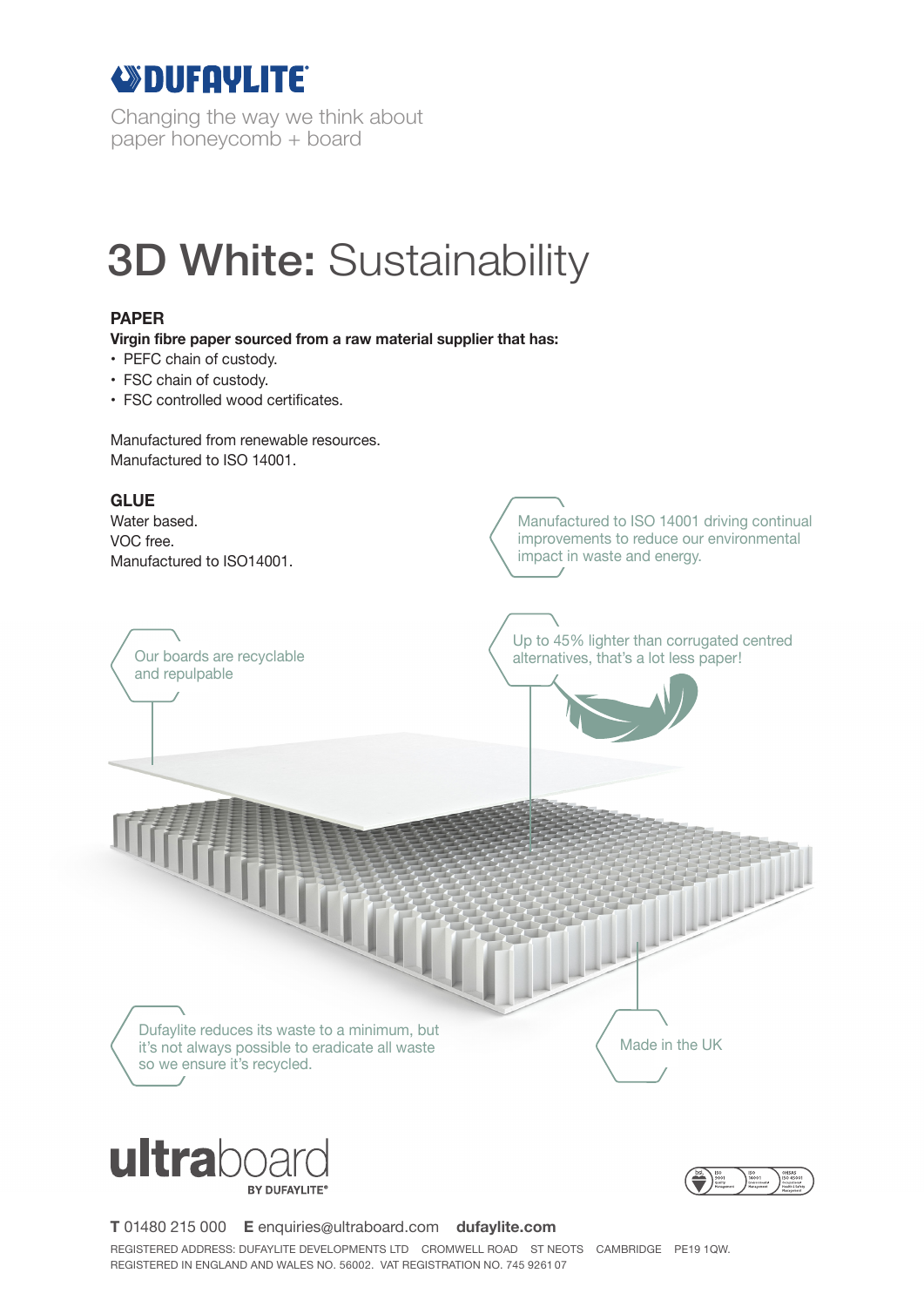DUFAYLITE

Changing the way we think about
paper honeycomb + board

# 3D White: Sustainability

### PAPER

**Virgin fibre paper sourced from a raw material supplier that has:**

- PEFC chain of custody.
- FSC chain of custody.
- FSC controlled wood certificates.

Manufactured from renewable resources.
Manufactured to ISO 14001.

### GLUE

Water based.
VOC free.
Manufactured to ISO14001.

Manufactured to ISO 14001 driving continual improvements to reduce our environmental impact in waste and energy.

Our boards are recyclable and repulpable

Up to 45% lighter than corrugated centred alternatives, that's a lot less paper!

Dufaylite reduces its waste to a minimum, but it's not always possible to eradicate all waste so we ensure it's recycled.

Made in the UK

ultraboard BY DUFAYLITE®

**T** 01480 215 000 **E** enquiries@ultraboard.com **dufaylite.com**

REGISTERED ADDRESS: DUFAYLITE DEVELOPMENTS LTD CROMWELL ROAD ST NEOTS CAMBRIDGE PE19 1QW.
REGISTERED IN ENGLAND AND WALES NO. 56002. VAT REGISTRATION NO. 745 9261 07